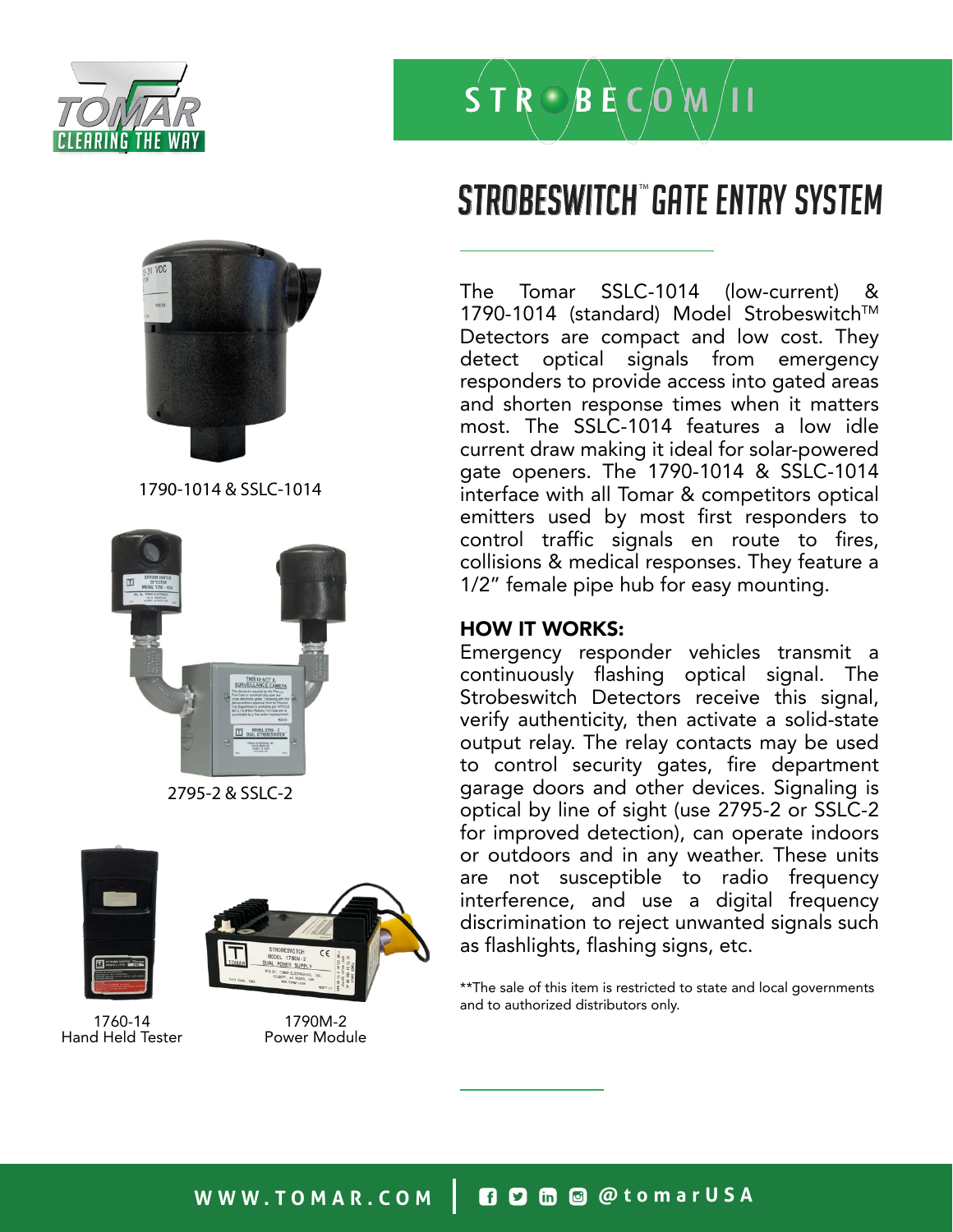# STROBESWITCH™ GATE ENTRY SYSTEM

STROBECOM II

1790-1014 & SSLC-1014

2795-2 & SSLC-2

1760-14
Hand Held Tester

1790M-2
Power Module

The Tomar SSLC-1014 (low-current) & 1790-1014 (standard) Model Strobeswitch™ Detectors are compact and low cost. They detect optical signals from emergency responders to provide access into gated areas and shorten response times when it matters most. The SSLC-1014 features a low idle current draw making it ideal for solar-powered gate openers. The 1790-1014 & SSLC-1014 interface with all Tomar & competitors optical emitters used by most first responders to control traffic signals en route to fires, collisions & medical responses. They feature a 1/2" female pipe hub for easy mounting.

**HOW IT WORKS:**

Emergency responder vehicles transmit a continuously flashing optical signal. The Strobeswitch Detectors receive this signal, verify authenticity, then activate a solid-state output relay. The relay contacts may be used to control security gates, fire department garage doors and other devices. Signaling is optical by line of sight (use 2795-2 or SSLC-2 for improved detection), can operate indoors or outdoors and in any weather. These units are not susceptible to radio frequency interference, and use a digital frequency discrimination to reject unwanted signals such as flashlights, flashing signs, etc.

**The sale of this item is restricted to state and local governments and to authorized distributors only.

WWW.TOMAR.COM | @tomarUSA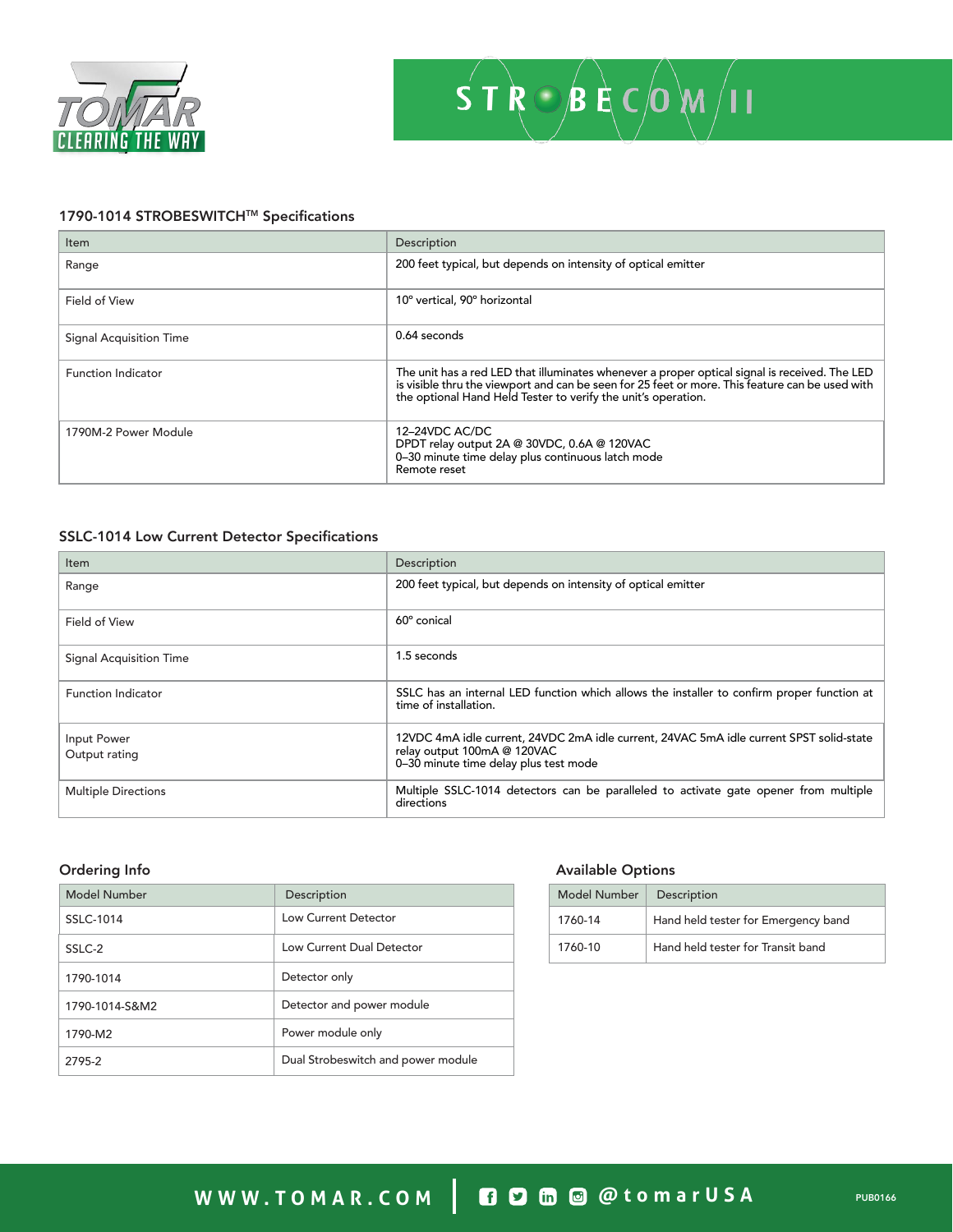## 1790-1014 STROBESWITCH™ Specifications

| Item | Description |
|---|---|
| Range | 200 feet typical, but depends on intensity of optical emitter |
| Field of View | 10° vertical, 90° horizontal |
| Signal Acquisition Time | 0.64 seconds |
| Function Indicator | The unit has a red LED that illuminates whenever a proper optical signal is received. The LED is visible thru the viewport and can be seen for 25 feet or more. This feature can be used with the optional Hand Held Tester to verify the unit's operation. |
| 1790M-2 Power Module | 12–24VDC AC/DC<br>DPDT relay output 2A @ 30VDC, 0.6A @ 120VAC<br>0–30 minute time delay plus continuous latch mode<br>Remote reset |

## SSLC-1014 Low Current Detector Specifications

| Item | Description |
|---|---|
| Range | 200 feet typical, but depends on intensity of optical emitter |
| Field of View | 60° conical |
| Signal Acquisition Time | 1.5 seconds |
| Function Indicator | SSLC has an internal LED function which allows the installer to confirm proper function at time of installation. |
| Input Power<br>Output rating | 12VDC 4mA idle current, 24VDC 2mA idle current, 24VAC 5mA idle current SPST solid-state relay output 100mA @ 120VAC<br>0–30 minute time delay plus test mode |
| Multiple Directions | Multiple SSLC-1014 detectors can be paralleled to activate gate opener from multiple directions |

## Ordering Info

| Model Number | Description |
|---|---|
| SSLC-1014 | Low Current Detector |
| SSLC-2 | Low Current Dual Detector |
| 1790-1014 | Detector only |
| 1790-1014-S&M2 | Detector and power module |
| 1790-M2 | Power module only |
| 2795-2 | Dual Strobeswitch and power module |

## Available Options

| Model Number | Description |
|---|---|
| 1760-14 | Hand held tester for Emergency band |
| 1760-10 | Hand held tester for Transit band |

WWW.TOMAR.COM | @tomarUSA

PUB0166